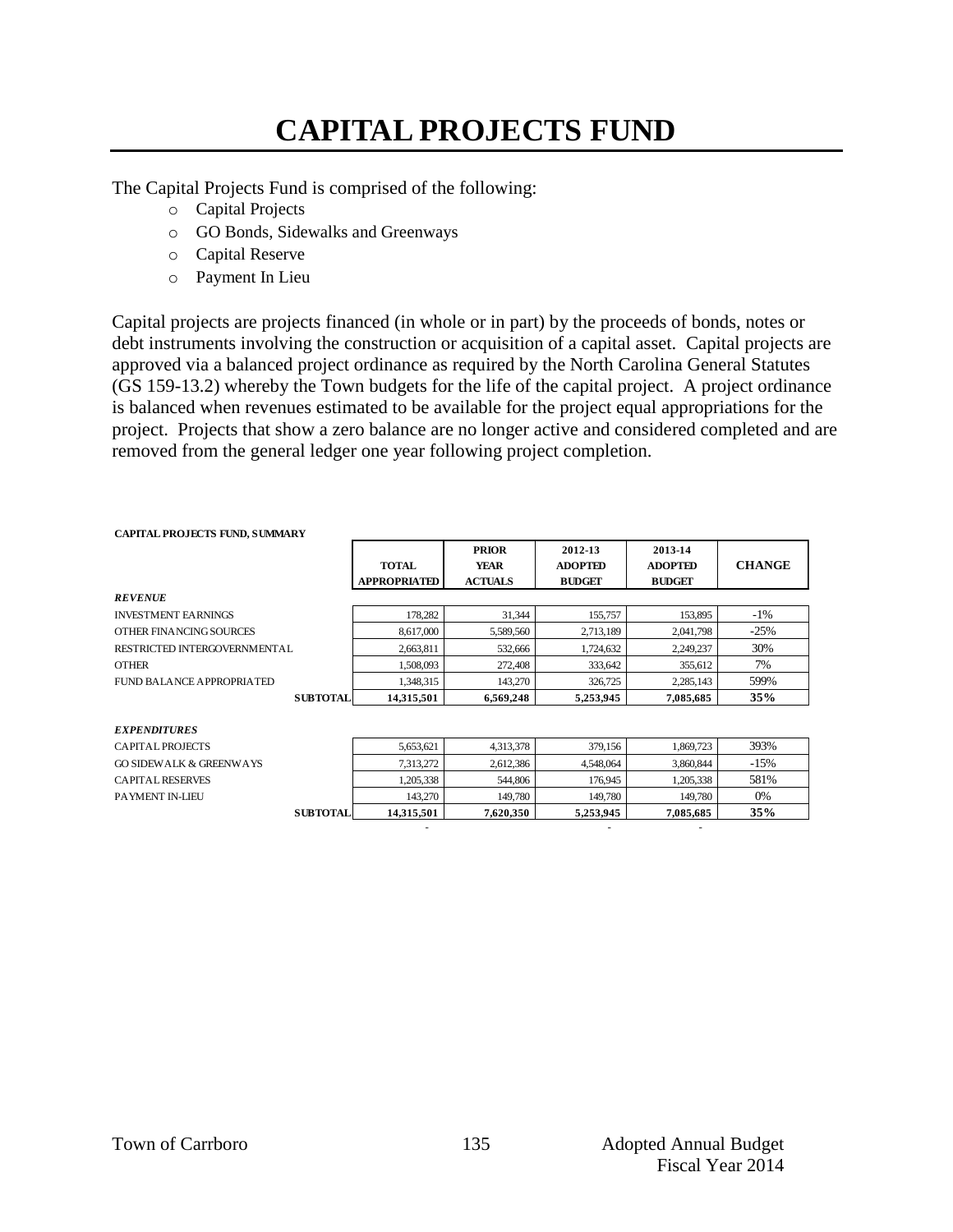# CAPITAL PROJECTS FUND

The Capital Projects Fund is comprised of the following:

- Capital Projects
- GO Bonds, Sidewalks and Greenways
- Capital Reserve
- Payment In Lieu

Capital projects are projects financed (in whole or in part) by the proceeds of bonds, notes or debt instruments involving the construction or acquisition of a capital asset. Capital projects are approved via a balanced project ordinance as required by the North Carolina General Statutes (GS 159-13.2) whereby the Town budgets for the life of the capital project. A project ordinance is balanced when revenues estimated to be available for the project equal appropriations for the project. Projects that show a zero balance are no longer active and considered completed and are removed from the general ledger one year following project completion.

**CAPITAL PROJECTS FUND, SUMMARY**

| | TOTAL APPROPRIATED | PRIOR YEAR ACTUALS | 2012-13 ADOPTED BUDGET | 2013-14 ADOPTED BUDGET | CHANGE |
|---|---|---|---|---|---|
| ***REVENUE*** | | | | | |
| INVESTMENT EARNINGS | 178,282 | 31,344 | 155,757 | 153,895 | -1% |
| OTHER FINANCING SOURCES | 8,617,000 | 5,589,560 | 2,713,189 | 2,041,798 | -25% |
| RESTRICTED INTERGOVERNMENTAL | 2,663,811 | 532,666 | 1,724,632 | 2,249,237 | 30% |
| OTHER | 1,508,093 | 272,408 | 333,642 | 355,612 | 7% |
| FUND BALANCE APPROPRIATED | 1,348,315 | 143,270 | 326,725 | 2,285,143 | 599% |
| **SUBTOTAL** | **14,315,501** | **6,569,248** | **5,253,945** | **7,085,685** | **35%** |
| ***EXPENDITURES*** | | | | | |
| CAPITAL PROJECTS | 5,653,621 | 4,313,378 | 379,156 | 1,869,723 | 393% |
| GO SIDEWALK & GREENWAYS | 7,313,272 | 2,612,386 | 4,548,064 | 3,860,844 | -15% |
| CAPITAL RESERVES | 1,205,338 | 544,806 | 176,945 | 1,205,338 | 581% |
| PAYMENT IN-LIEU | 143,270 | 149,780 | 149,780 | 149,780 | 0% |
| **SUBTOTAL** | **14,315,501** | **7,620,350** | **5,253,945** | **7,085,685** | **35%** |
| | - | | - | - | |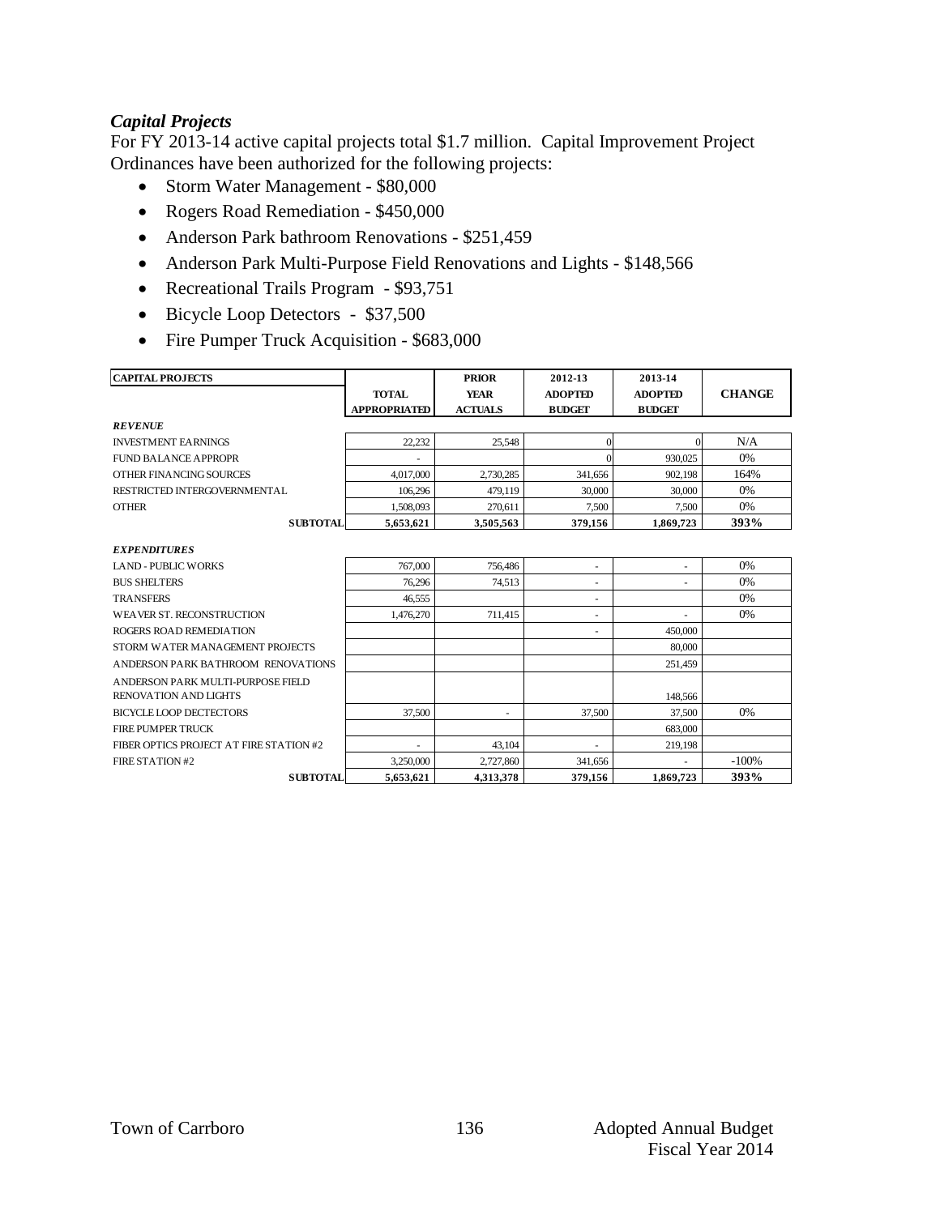### *Capital Projects*

For FY 2013-14 active capital projects total $1.7 million. Capital Improvement Project Ordinances have been authorized for the following projects:

- Storm Water Management - $80,000
- Rogers Road Remediation - $450,000
- Anderson Park bathroom Renovations - $251,459
- Anderson Park Multi-Purpose Field Renovations and Lights - $148,566
- Recreational Trails Program - $93,751
- Bicycle Loop Detectors - $37,500
- Fire Pumper Truck Acquisition - $683,000

| CAPITAL PROJECTS | TOTAL APPROPRIATED | PRIOR YEAR ACTUALS | 2012-13 ADOPTED BUDGET | 2013-14 ADOPTED BUDGET | CHANGE |
|---|---|---|---|---|---|
| ***REVENUE*** | | | | | |
| INVESTMENT EARNINGS | 22,232 | 25,548 | 0 | 0 | N/A |
| FUND BALANCE APPROPR | - | | 0 | 930,025 | 0% |
| OTHER FINANCING SOURCES | 4,017,000 | 2,730,285 | 341,656 | 902,198 | 164% |
| RESTRICTED INTERGOVERNMENTAL | 106,296 | 479,119 | 30,000 | 30,000 | 0% |
| OTHER | 1,508,093 | 270,611 | 7,500 | 7,500 | 0% |
| **SUBTOTAL** | **5,653,621** | **3,505,563** | **379,156** | **1,869,723** | **393%** |
| ***EXPENDITURES*** | | | | | |
| LAND - PUBLIC WORKS | 767,000 | 756,486 | - | - | 0% |
| BUS SHELTERS | 76,296 | 74,513 | - | - | 0% |
| TRANSFERS | 46,555 | | - | | 0% |
| WEAVER ST. RECONSTRUCTION | 1,476,270 | 711,415 | - | - | 0% |
| ROGERS ROAD REMEDIATION | | | - | 450,000 | |
| STORM WATER MANAGEMENT PROJECTS | | | | 80,000 | |
| ANDERSON PARK BATHROOM RENOVATIONS | | | | 251,459 | |
| ANDERSON PARK MULTI-PURPOSE FIELD RENOVATION AND LIGHTS | | | | 148,566 | |
| BICYCLE LOOP DECTECTORS | 37,500 | - | 37,500 | 37,500 | 0% |
| FIRE PUMPER TRUCK | | | | 683,000 | |
| FIBER OPTICS PROJECT AT FIRE STATION #2 | - | 43,104 | - | 219,198 | |
| FIRE STATION #2 | 3,250,000 | 2,727,860 | 341,656 | - | -100% |
| **SUBTOTAL** | **5,653,621** | **4,313,378** | **379,156** | **1,869,723** | **393%** |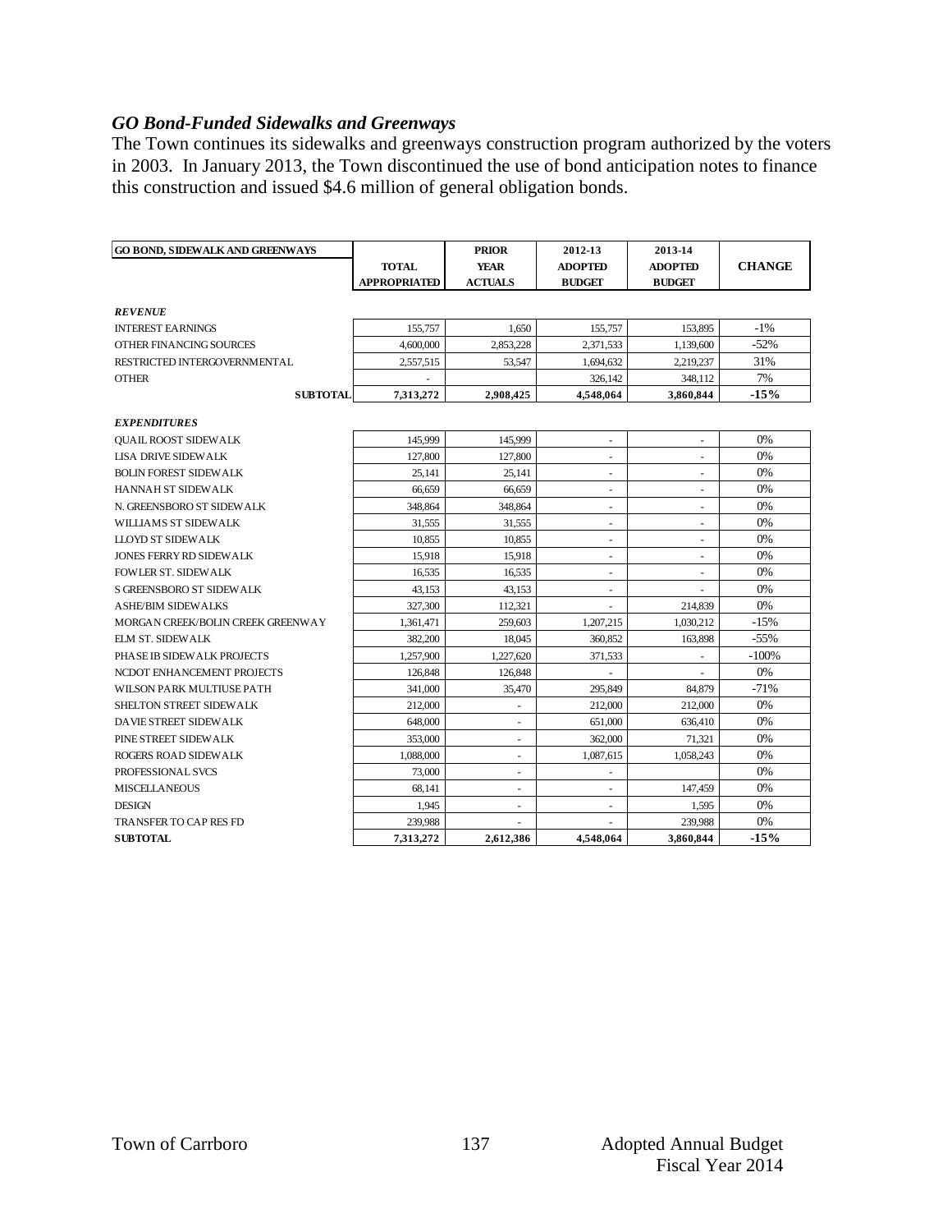### *GO Bond-Funded Sidewalks and Greenways*

The Town continues its sidewalks and greenways construction program authorized by the voters in 2003. In January 2013, the Town discontinued the use of bond anticipation notes to finance this construction and issued $4.6 million of general obligation bonds.

| GO BOND, SIDEWALK AND GREENWAYS | TOTAL APPROPRIATED | PRIOR YEAR ACTUALS | 2012-13 ADOPTED BUDGET | 2013-14 ADOPTED BUDGET | CHANGE |
|---|---|---|---|---|---|
| ***REVENUE*** | | | | | |
| INTEREST EARNINGS | 155,757 | 1,650 | 155,757 | 153,895 | -1% |
| OTHER FINANCING SOURCES | 4,600,000 | 2,853,228 | 2,371,533 | 1,139,600 | -52% |
| RESTRICTED INTERGOVERNMENTAL | 2,557,515 | 53,547 | 1,694,632 | 2,219,237 | 31% |
| OTHER | - | | 326,142 | 348,112 | 7% |
| **SUBTOTAL** | **7,313,272** | **2,908,425** | **4,548,064** | **3,860,844** | **-15%** |
| ***EXPENDITURES*** | | | | | |
| QUAIL ROOST SIDEWALK | 145,999 | 145,999 | - | - | 0% |
| LISA DRIVE SIDEWALK | 127,800 | 127,800 | - | - | 0% |
| BOLIN FOREST SIDEWALK | 25,141 | 25,141 | - | - | 0% |
| HANNAH ST SIDEWALK | 66,659 | 66,659 | - | - | 0% |
| N. GREENSBORO ST SIDEWALK | 348,864 | 348,864 | - | - | 0% |
| WILLIAMS ST SIDEWALK | 31,555 | 31,555 | - | - | 0% |
| LLOYD ST SIDEWALK | 10,855 | 10,855 | - | - | 0% |
| JONES FERRY RD SIDEWALK | 15,918 | 15,918 | - | - | 0% |
| FOWLER ST. SIDEWALK | 16,535 | 16,535 | - | - | 0% |
| S GREENSBORO ST SIDEWALK | 43,153 | 43,153 | - | - | 0% |
| ASHE/BIM SIDEWALKS | 327,300 | 112,321 | - | 214,839 | 0% |
| MORGAN CREEK/BOLIN CREEK GREENWAY | 1,361,471 | 259,603 | 1,207,215 | 1,030,212 | -15% |
| ELM ST. SIDEWALK | 382,200 | 18,045 | 360,852 | 163,898 | -55% |
| PHASE IB SIDEWALK PROJECTS | 1,257,900 | 1,227,620 | 371,533 | - | -100% |
| NCDOT ENHANCEMENT PROJECTS | 126,848 | 126,848 | - | - | 0% |
| WILSON PARK MULTIUSE PATH | 341,000 | 35,470 | 295,849 | 84,879 | -71% |
| SHELTON STREET SIDEWALK | 212,000 | - | 212,000 | 212,000 | 0% |
| DAVIE STREET SIDEWALK | 648,000 | - | 651,000 | 636,410 | 0% |
| PINE STREET SIDEWALK | 353,000 | - | 362,000 | 71,321 | 0% |
| ROGERS ROAD SIDEWALK | 1,088,000 | - | 1,087,615 | 1,058,243 | 0% |
| PROFESSIONAL SVCS | 73,000 | - | - | | 0% |
| MISCELLANEOUS | 68,141 | - | - | 147,459 | 0% |
| DESIGN | 1,945 | - | - | 1,595 | 0% |
| TRANSFER TO CAP RES FD | 239,988 | - | - | 239,988 | 0% |
| **SUBTOTAL** | **7,313,272** | **2,612,386** | **4,548,064** | **3,860,844** | **-15%** |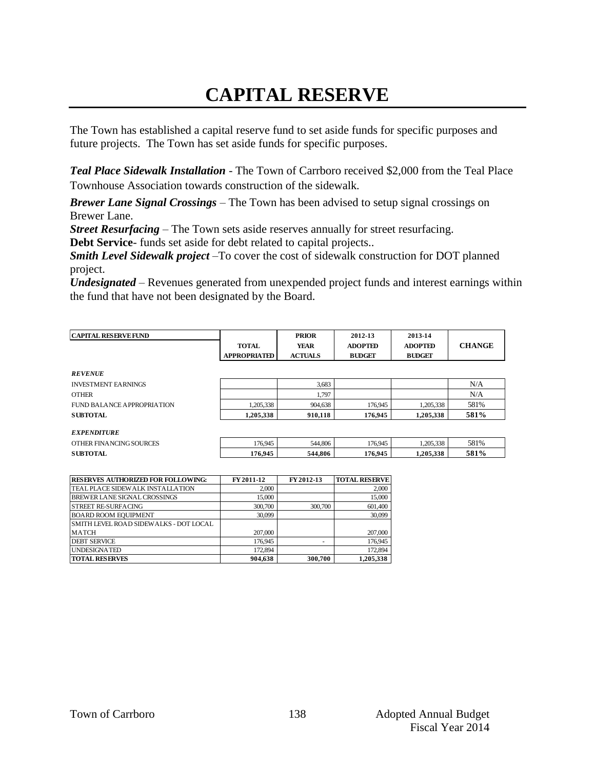# CAPITAL RESERVE

The Town has established a capital reserve fund to set aside funds for specific purposes and future projects. The Town has set aside funds for specific purposes.

***Teal Place Sidewalk Installation*** - The Town of Carrboro received $2,000 from the Teal Place Townhouse Association towards construction of the sidewalk.

***Brewer Lane Signal Crossings*** – The Town has been advised to setup signal crossings on Brewer Lane.

***Street Resurfacing*** – The Town sets aside reserves annually for street resurfacing.

**Debt Service**- funds set aside for debt related to capital projects..

***Smith Level Sidewalk project*** –To cover the cost of sidewalk construction for DOT planned project.

***Undesignated*** – Revenues generated from unexpended project funds and interest earnings within the fund that have not been designated by the Board.

| CAPITAL RESERVE FUND | TOTAL APPROPRIATED | PRIOR YEAR ACTUALS | 2012-13 ADOPTED BUDGET | 2013-14 ADOPTED BUDGET | CHANGE |
|---|---|---|---|---|---|
| ***REVENUE*** | | | | | |
| INVESTMENT EARNINGS | | 3,683 | | | N/A |
| OTHER | | 1,797 | | | N/A |
| FUND BALANCE APPROPRIATION | 1,205,338 | 904,638 | 176,945 | 1,205,338 | 581% |
| **SUBTOTAL** | **1,205,338** | **910,118** | **176,945** | **1,205,338** | **581%** |
| ***EXPENDITURE*** | | | | | |
| OTHER FINANCING SOURCES | 176,945 | 544,806 | 176,945 | 1,205,338 | 581% |
| **SUBTOTAL** | **176,945** | **544,806** | **176,945** | **1,205,338** | **581%** |

| RESERVES AUTHORIZED FOR FOLLOWING: | FY 2011-12 | FY 2012-13 | TOTAL RESERVE |
|---|---|---|---|
| TEAL PLACE SIDEWALK INSTALLATION | 2,000 | | 2,000 |
| BREWER LANE SIGNAL CROSSINGS | 15,000 | | 15,000 |
| STREET RE-SURFACING | 300,700 | 300,700 | 601,400 |
| BOARD ROOM EQUIPMENT | 30,099 | | 30,099 |
| SMITH LEVEL ROAD SIDEWALKS - DOT LOCAL MATCH | 207,000 | | 207,000 |
| DEBT SERVICE | 176,945 | - | 176,945 |
| UNDESIGNATED | 172,894 | | 172,894 |
| **TOTAL RESERVES** | **904,638** | **300,700** | **1,205,338** |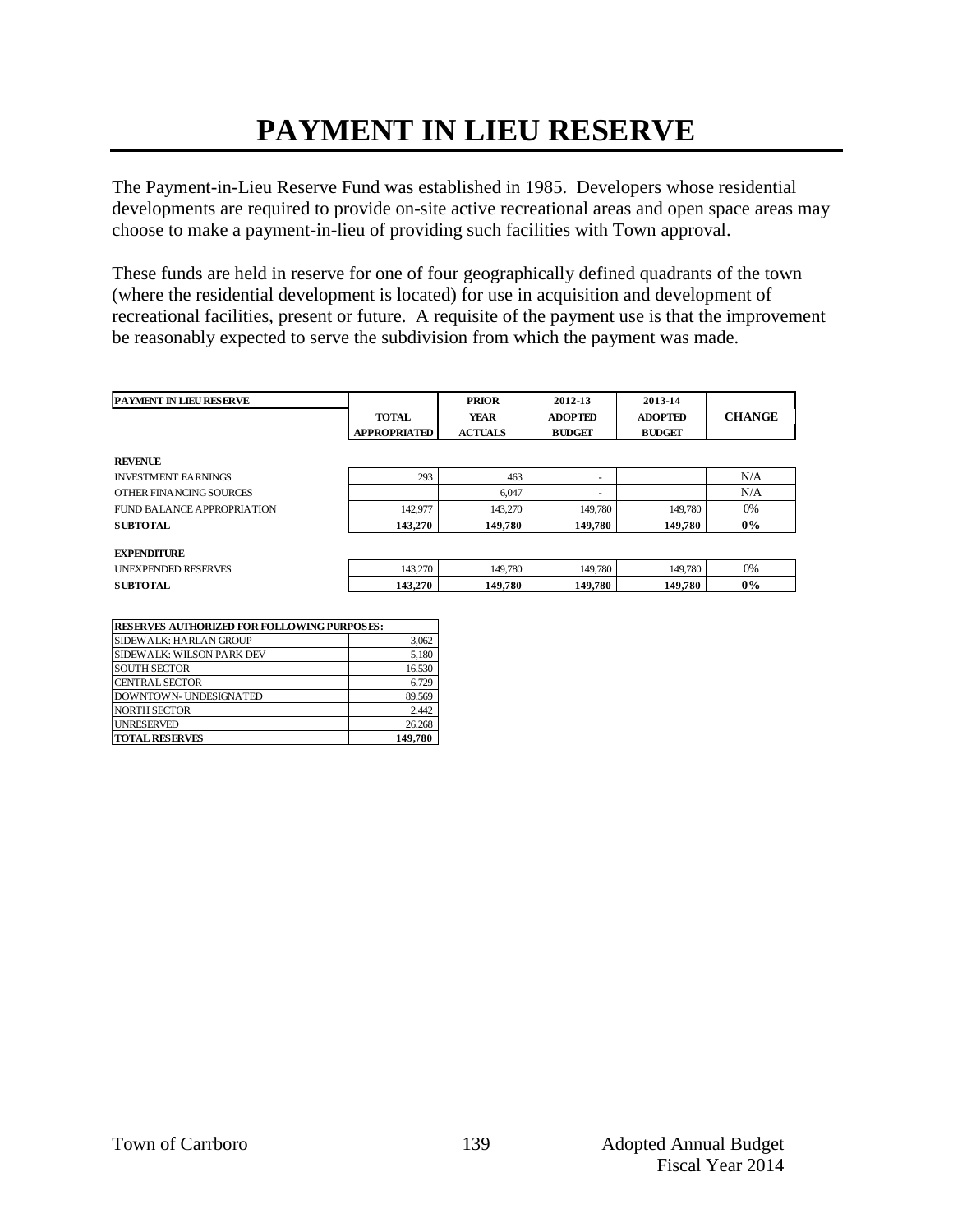# PAYMENT IN LIEU RESERVE

The Payment-in-Lieu Reserve Fund was established in 1985. Developers whose residential developments are required to provide on-site active recreational areas and open space areas may choose to make a payment-in-lieu of providing such facilities with Town approval.

These funds are held in reserve for one of four geographically defined quadrants of the town (where the residential development is located) for use in acquisition and development of recreational facilities, present or future. A requisite of the payment use is that the improvement be reasonably expected to serve the subdivision from which the payment was made.

| PAYMENT IN LIEU RESERVE | TOTAL APPROPRIATED | PRIOR YEAR ACTUALS | 2012-13 ADOPTED BUDGET | 2013-14 ADOPTED BUDGET | CHANGE |
|---|---|---|---|---|---|
| **REVENUE** | | | | | |
| INVESTMENT EARNINGS | 293 | 463 | - | | N/A |
| OTHER FINANCING SOURCES | | 6,047 | - | | N/A |
| FUND BALANCE APPROPRIATION | 142,977 | 143,270 | 149,780 | 149,780 | 0% |
| **SUBTOTAL** | **143,270** | **149,780** | **149,780** | **149,780** | **0%** |
| **EXPENDITURE** | | | | | |
| UNEXPENDED RESERVES | 143,270 | 149,780 | 149,780 | 149,780 | 0% |
| **SUBTOTAL** | **143,270** | **149,780** | **149,780** | **149,780** | **0%** |

| RESERVES AUTHORIZED FOR FOLLOWING PURPOSES: | |
|---|---|
| SIDEWALK: HARLAN GROUP | 3,062 |
| SIDEWALK: WILSON PARK DEV | 5,180 |
| SOUTH SECTOR | 16,530 |
| CENTRAL SECTOR | 6,729 |
| DOWNTOWN- UNDESIGNATED | 89,569 |
| NORTH SECTOR | 2,442 |
| UNRESERVED | 26,268 |
| **TOTAL RESERVES** | **149,780** |